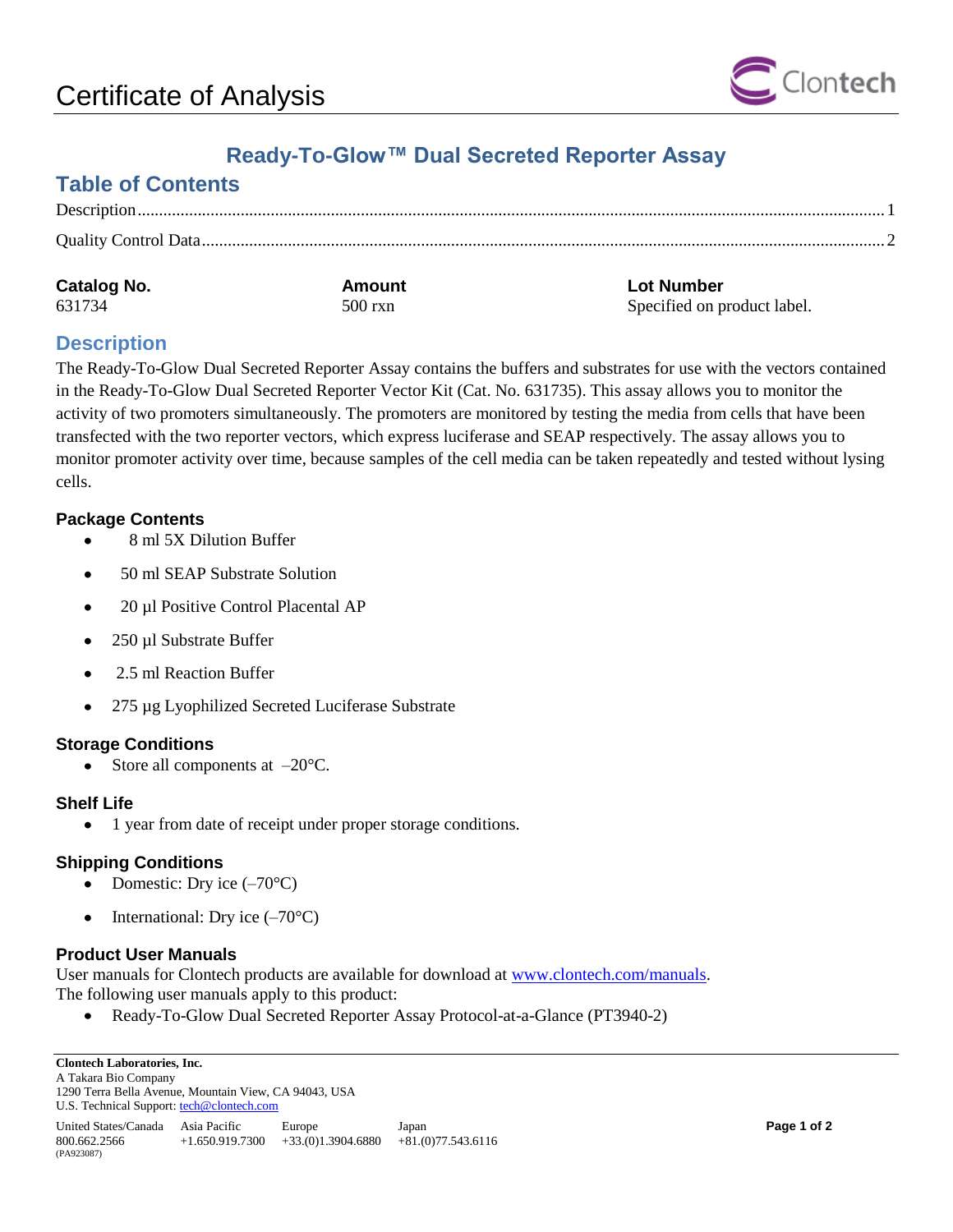# Certificate of Analysis

## Ready-To-Glow™ Dual Secreted Reporter Assay

## Table of Contents

Description .......... 1

Quality Control Data .......... 2

| Catalog No. | Amount | Lot Number |
|---|---|---|
| 631734 | 500 rxn | Specified on product label. |

## Description

The Ready-To-Glow Dual Secreted Reporter Assay contains the buffers and substrates for use with the vectors contained in the Ready-To-Glow Dual Secreted Reporter Vector Kit (Cat. No. 631735). This assay allows you to monitor the activity of two promoters simultaneously. The promoters are monitored by testing the media from cells that have been transfected with the two reporter vectors, which express luciferase and SEAP respectively. The assay allows you to monitor promoter activity over time, because samples of the cell media can be taken repeatedly and tested without lysing cells.

### Package Contents

- 8 ml 5X Dilution Buffer
- 50 ml SEAP Substrate Solution
- 20 µl Positive Control Placental AP
- 250 µl Substrate Buffer
- 2.5 ml Reaction Buffer
- 275 µg Lyophilized Secreted Luciferase Substrate

### Storage Conditions

- Store all components at –20°C.

### Shelf Life

- 1 year from date of receipt under proper storage conditions.

### Shipping Conditions

- Domestic: Dry ice (–70°C)
- International: Dry ice (–70°C)

### Product User Manuals

User manuals for Clontech products are available for download at [www.clontech.com/manuals](http://www.clontech.com/manuals).
The following user manuals apply to this product:

- Ready-To-Glow Dual Secreted Reporter Assay Protocol-at-a-Glance (PT3940-2)

**Clontech Laboratories, Inc.**
A Takara Bio Company
1290 Terra Bella Avenue, Mountain View, CA 94043, USA
U.S. Technical Support: tech@clontech.com

| United States/Canada | Asia Pacific | Europe | Japan |
|---|---|---|---|
| 800.662.2566 | +1.650.919.7300 | +33.(0)1.3904.6880 | +81.(0)77.543.6116 |

(PA923087)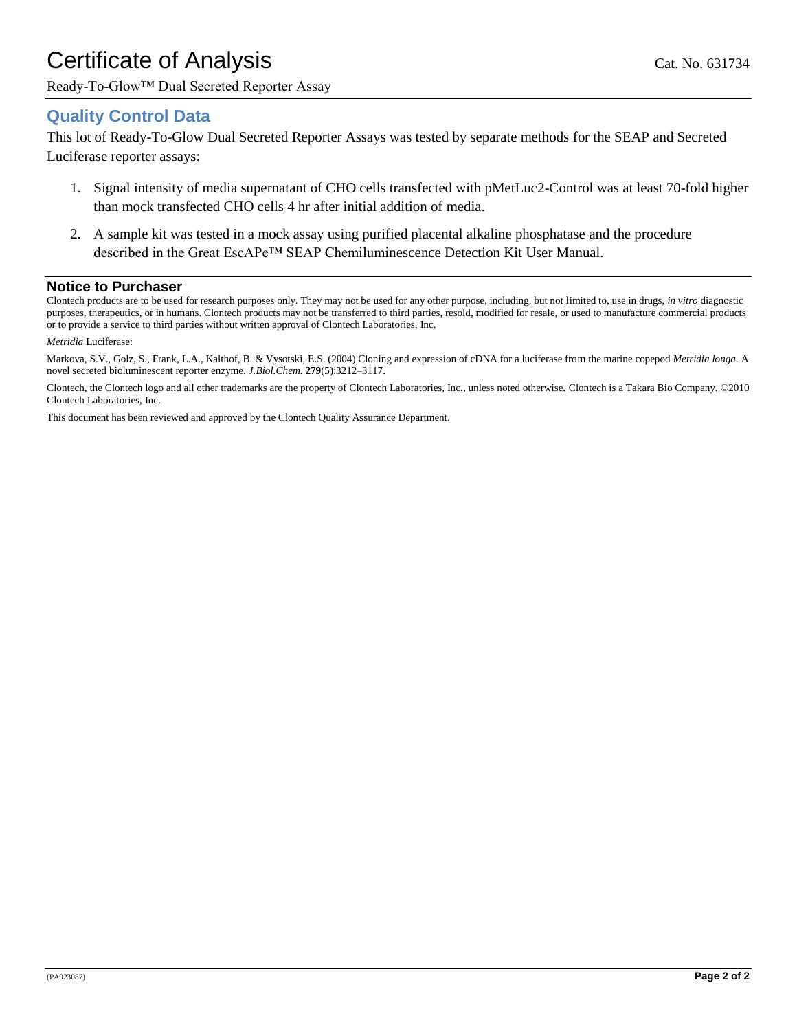# Certificate of Analysis

Ready-To-Glow™ Dual Secreted Reporter Assay

Cat. No. 631734

## Quality Control Data

This lot of Ready-To-Glow Dual Secreted Reporter Assays was tested by separate methods for the SEAP and Secreted Luciferase reporter assays:

1. Signal intensity of media supernatant of CHO cells transfected with pMetLuc2-Control was at least 70-fold higher than mock transfected CHO cells 4 hr after initial addition of media.
2. A sample kit was tested in a mock assay using purified placental alkaline phosphatase and the procedure described in the Great EscAPe™ SEAP Chemiluminescence Detection Kit User Manual.

## Notice to Purchaser

Clontech products are to be used for research purposes only. They may not be used for any other purpose, including, but not limited to, use in drugs, *in vitro* diagnostic purposes, therapeutics, or in humans. Clontech products may not be transferred to third parties, resold, modified for resale, or used to manufacture commercial products or to provide a service to third parties without written approval of Clontech Laboratories, Inc.

*Metridia* Luciferase:

Markova, S.V., Golz, S., Frank, L.A., Kalthof, B. & Vysotski, E.S. (2004) Cloning and expression of cDNA for a luciferase from the marine copepod *Metridia longa*. A novel secreted bioluminescent reporter enzyme. *J.Biol.Chem.* **279**(5):3212–3117.

Clontech, the Clontech logo and all other trademarks are the property of Clontech Laboratories, Inc., unless noted otherwise. Clontech is a Takara Bio Company. ©2010 Clontech Laboratories, Inc.

This document has been reviewed and approved by the Clontech Quality Assurance Department.

(PA923087)